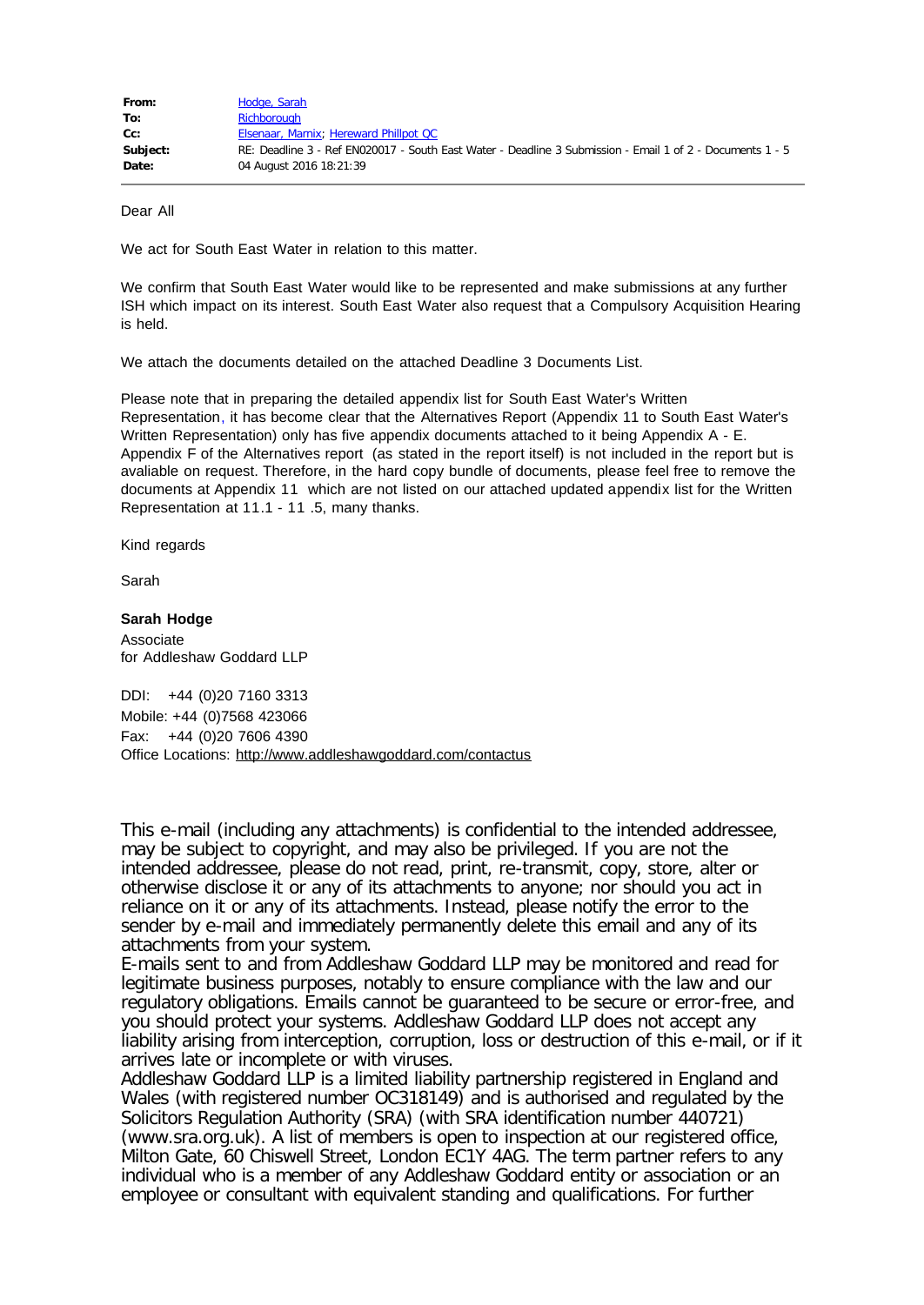| | |
|---|---|
| **From:** | Hodge, Sarah |
| **To:** | Richborough |
| **Cc:** | Elsenaar, Marnix; Hereward Phillpot QC |
| **Subject:** | RE: Deadline 3 - Ref EN020017 - South East Water - Deadline 3 Submission - Email 1 of 2 - Documents 1 - 5 |
| **Date:** | 04 August 2016 18:21:39 |

Dear All

We act for South East Water in relation to this matter.

We confirm that South East Water would like to be represented and make submissions at any further ISH which impact on its interest. South East Water also request that a Compulsory Acquisition Hearing is held.

We attach the documents detailed on the attached Deadline 3 Documents List.

Please note that in preparing the detailed appendix list for South East Water's Written Representation, it has become clear that the Alternatives Report (Appendix 11 to South East Water's Written Representation) only has five appendix documents attached to it being Appendix A - E. Appendix F of the Alternatives report (as stated in the report itself) is not included in the report but is avaliable on request. Therefore, in the hard copy bundle of documents, please feel free to remove the documents at Appendix 11 which are not listed on our attached updated appendix list for the Written Representation at 11.1 - 11 .5, many thanks.

Kind regards

Sarah

**Sarah Hodge**
Associate
for Addleshaw Goddard LLP

DDI: +44 (0)20 7160 3313
Mobile: +44 (0)7568 423066
Fax: +44 (0)20 7606 4390
Office Locations: http://www.addleshawgoddard.com/contactus

This e-mail (including any attachments) is confidential to the intended addressee, may be subject to copyright, and may also be privileged. If you are not the intended addressee, please do not read, print, re-transmit, copy, store, alter or otherwise disclose it or any of its attachments to anyone; nor should you act in reliance on it or any of its attachments. Instead, please notify the error to the sender by e-mail and immediately permanently delete this email and any of its attachments from your system.
E-mails sent to and from Addleshaw Goddard LLP may be monitored and read for legitimate business purposes, notably to ensure compliance with the law and our regulatory obligations. Emails cannot be guaranteed to be secure or error-free, and you should protect your systems. Addleshaw Goddard LLP does not accept any liability arising from interception, corruption, loss or destruction of this e-mail, or if it arrives late or incomplete or with viruses.
Addleshaw Goddard LLP is a limited liability partnership registered in England and Wales (with registered number OC318149) and is authorised and regulated by the Solicitors Regulation Authority (SRA) (with SRA identification number 440721) (www.sra.org.uk). A list of members is open to inspection at our registered office, Milton Gate, 60 Chiswell Street, London EC1Y 4AG. The term partner refers to any individual who is a member of any Addleshaw Goddard entity or association or an employee or consultant with equivalent standing and qualifications. For further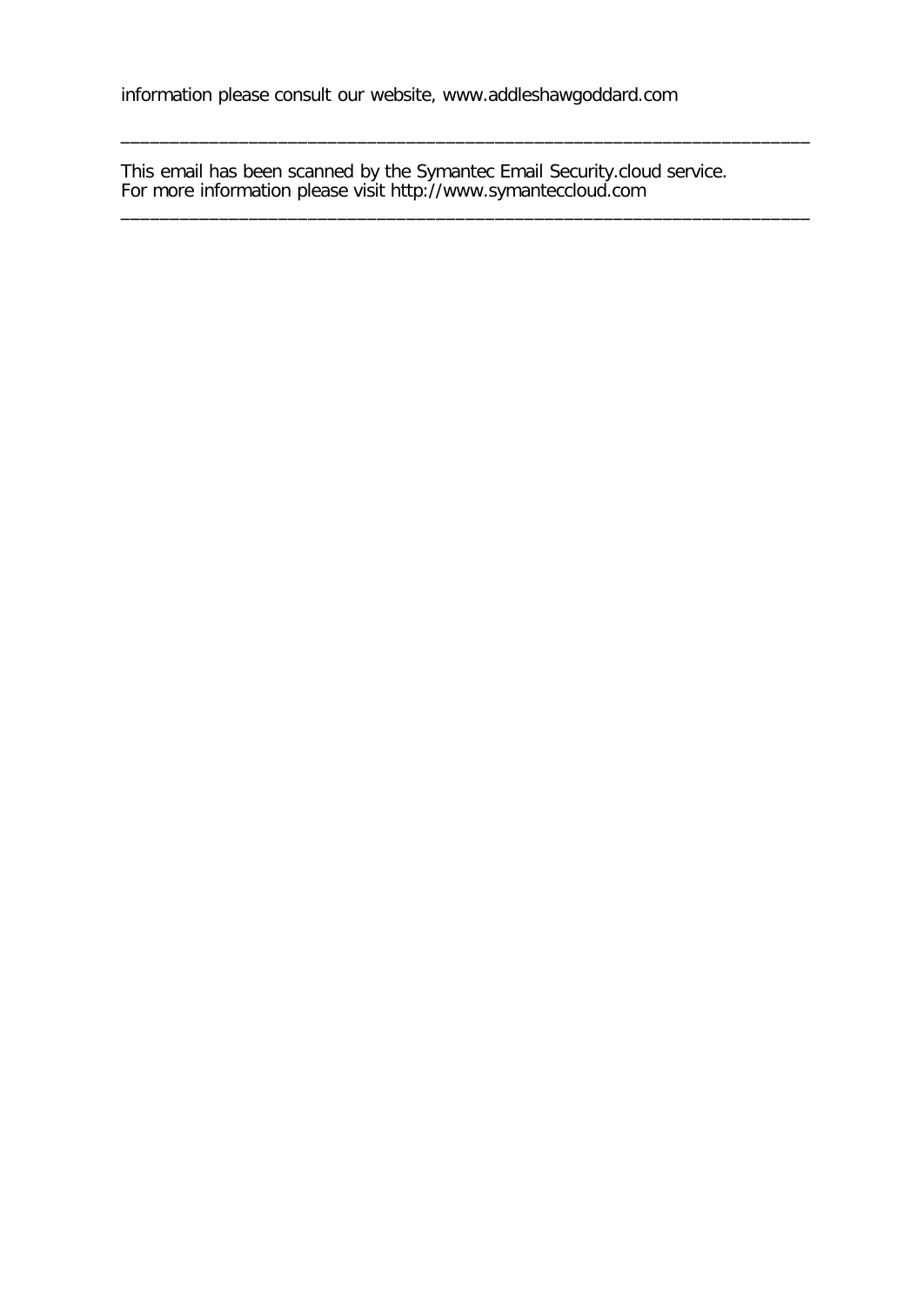information please consult our website, www.addleshawgoddard.com

______________________________________________________________________

This email has been scanned by the Symantec Email Security.cloud service.
For more information please visit http://www.symanteccloud.com

______________________________________________________________________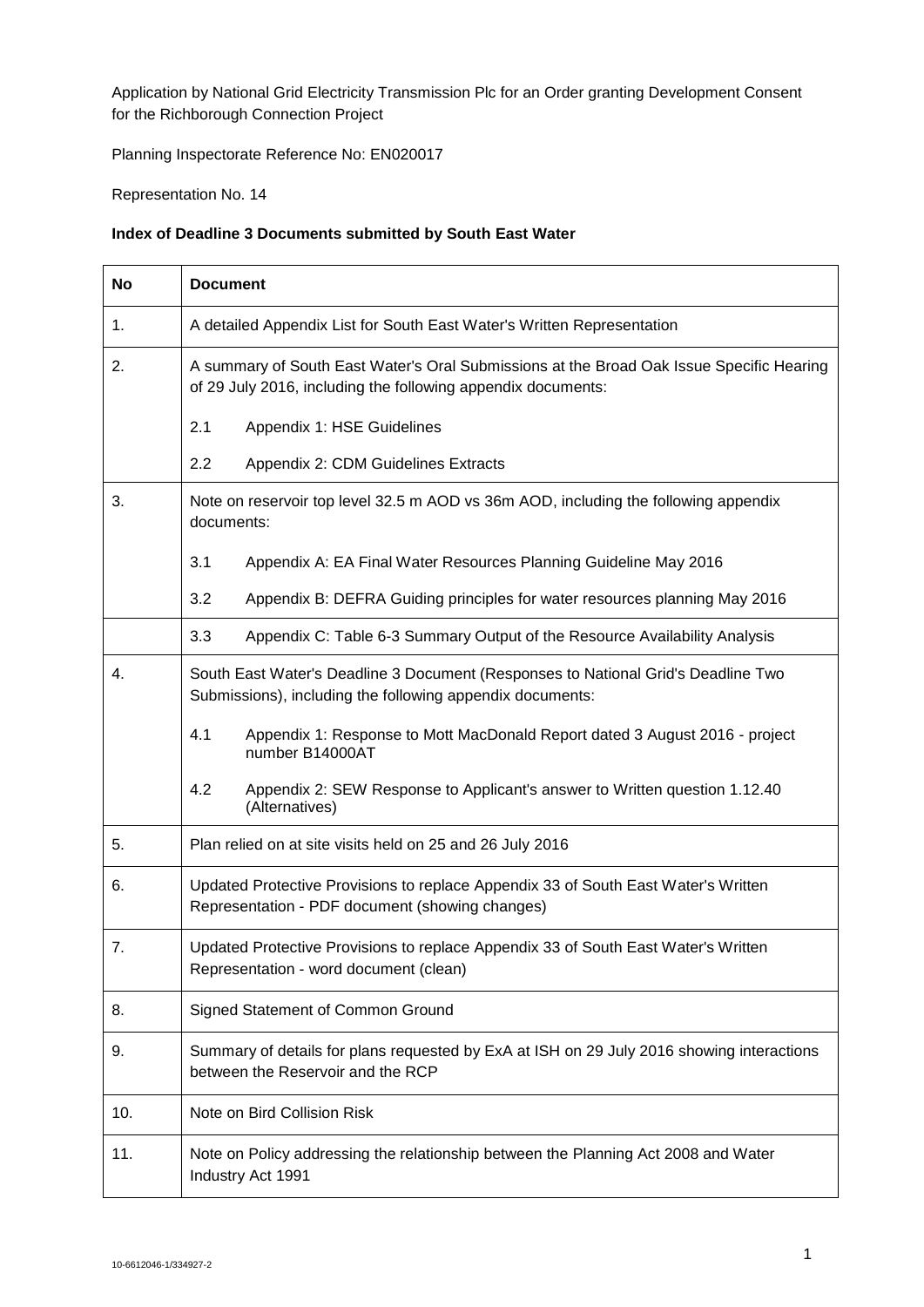Application by National Grid Electricity Transmission Plc for an Order granting Development Consent for the Richborough Connection Project

Planning Inspectorate Reference No: EN020017

Representation No. 14

**Index of Deadline 3 Documents submitted by South East Water**

| **No** | **Document** | |
|---|---|---|
| 1. | A detailed Appendix List for South East Water's Written Representation | |
| 2. | A summary of South East Water's Oral Submissions at the Broad Oak Issue Specific Hearing of 29 July 2016, including the following appendix documents: | |
| | 2.1 | Appendix 1: HSE Guidelines |
| | 2.2 | Appendix 2: CDM Guidelines Extracts |
| 3. | Note on reservoir top level 32.5 m AOD vs 36m AOD, including the following appendix documents: | |
| | 3.1 | Appendix A: EA Final Water Resources Planning Guideline May 2016 |
| | 3.2 | Appendix B: DEFRA Guiding principles for water resources planning May 2016 |
| | 3.3 | Appendix C: Table 6-3 Summary Output of the Resource Availability Analysis |
| 4. | South East Water's Deadline 3 Document (Responses to National Grid's Deadline Two Submissions), including the following appendix documents: | |
| | 4.1 | Appendix 1: Response to Mott MacDonald Report dated 3 August 2016 - project number B14000AT |
| | 4.2 | Appendix 2: SEW Response to Applicant's answer to Written question 1.12.40 (Alternatives) |
| 5. | Plan relied on at site visits held on 25 and 26 July 2016 | |
| 6. | Updated Protective Provisions to replace Appendix 33 of South East Water's Written Representation - PDF document (showing changes) | |
| 7. | Updated Protective Provisions to replace Appendix 33 of South East Water's Written Representation - word document (clean) | |
| 8. | Signed Statement of Common Ground | |
| 9. | Summary of details for plans requested by ExA at ISH on 29 July 2016 showing interactions between the Reservoir and the RCP | |
| 10. | Note on Bird Collision Risk | |
| 11. | Note on Policy addressing the relationship between the Planning Act 2008 and Water Industry Act 1991 | |

10-6612046-1/334927-2